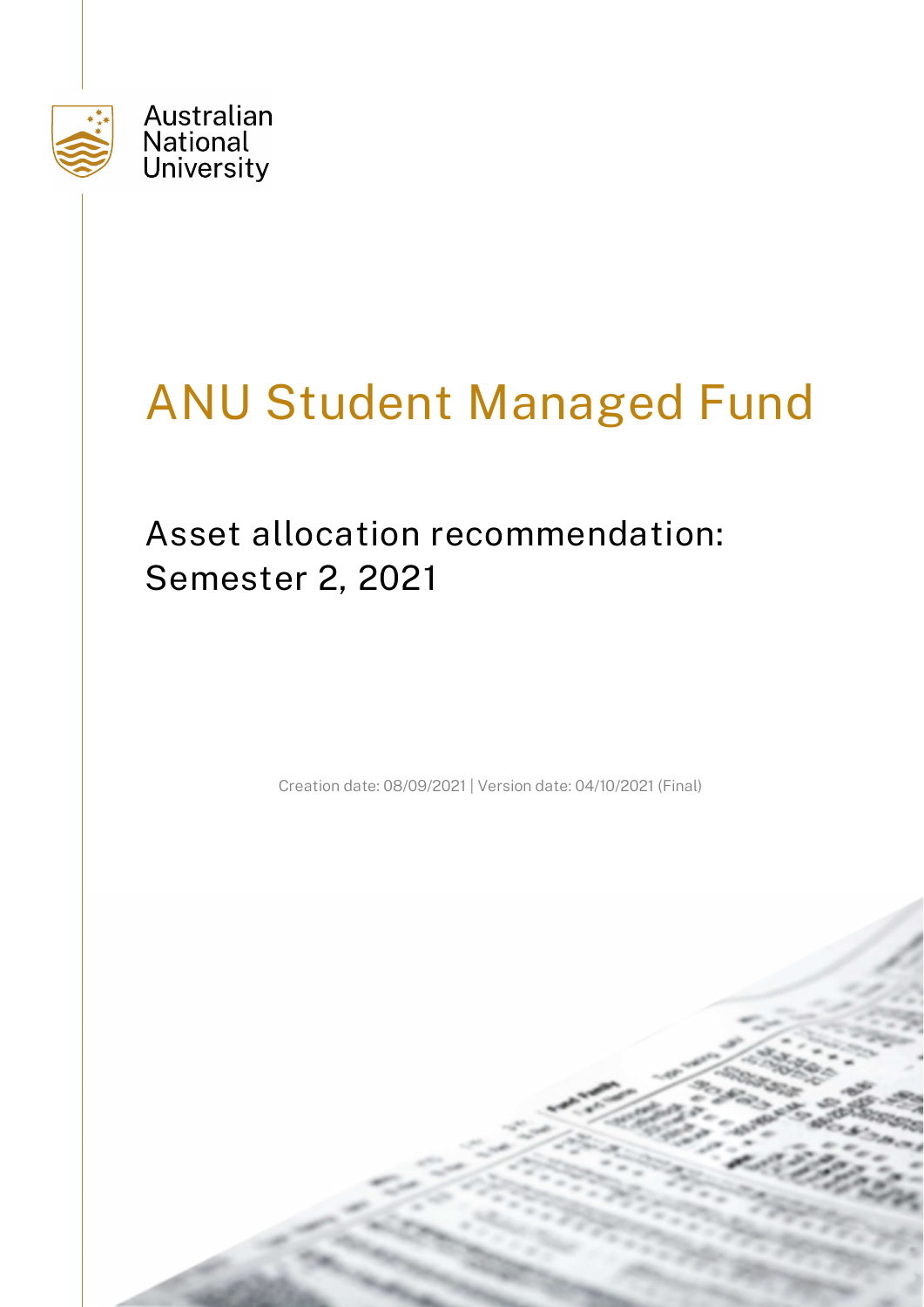Australian National University

# ANU Student Managed Fund

## Asset allocation recommendation: Semester 2, 2021

Creation date: 08/09/2021 | Version date: 04/10/2021 (Final)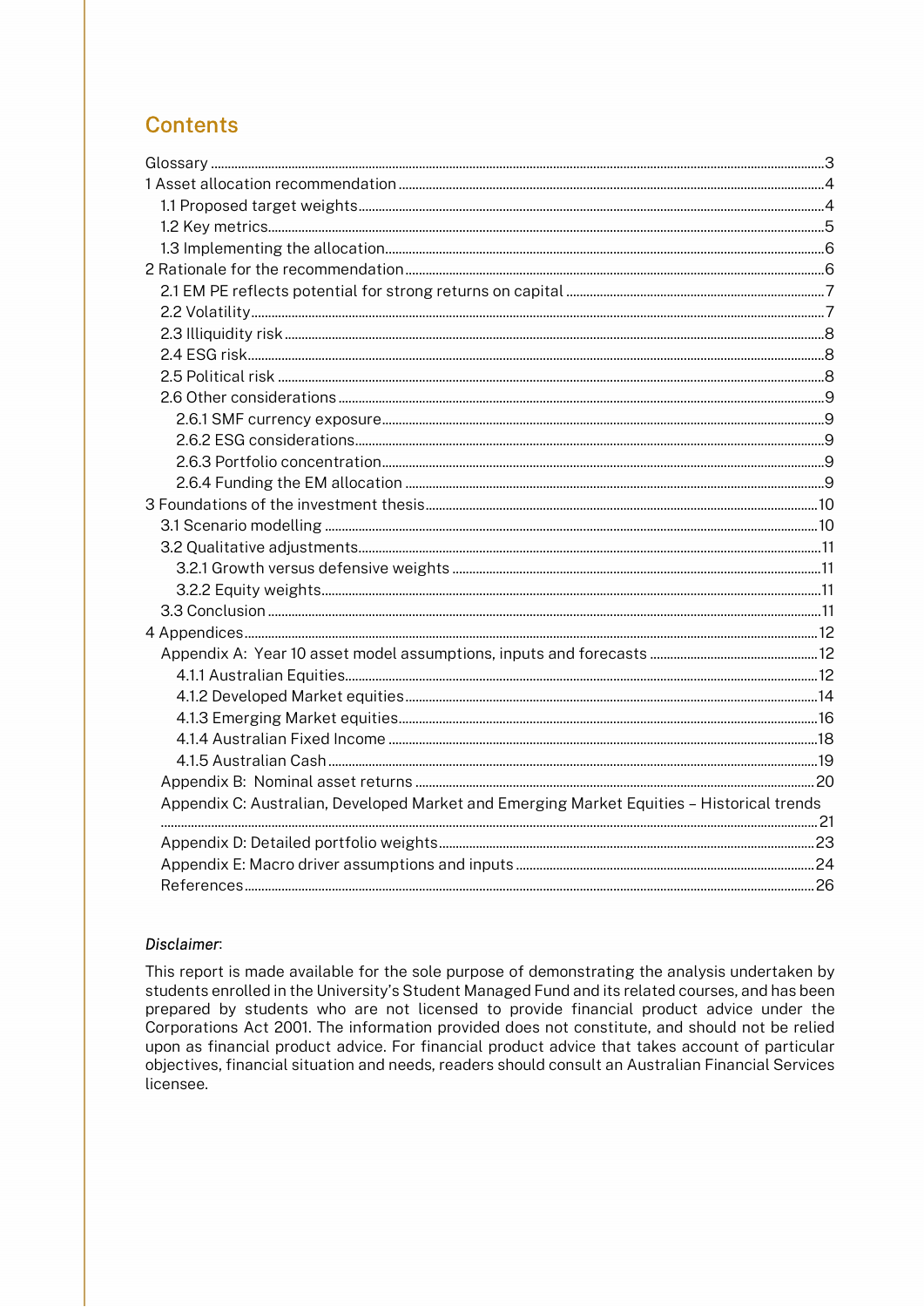## Contents

- Glossary ... 3
- 1 Asset allocation recommendation ... 4
  - 1.1 Proposed target weights ... 4
  - 1.2 Key metrics ... 5
  - 1.3 Implementing the allocation ... 6
- 2 Rationale for the recommendation ... 6
  - 2.1 EM PE reflects potential for strong returns on capital ... 7
  - 2.2 Volatility ... 7
  - 2.3 Illiquidity risk ... 8
  - 2.4 ESG risk ... 8
  - 2.5 Political risk ... 8
  - 2.6 Other considerations ... 9
    - 2.6.1 SMF currency exposure ... 9
    - 2.6.2 ESG considerations ... 9
    - 2.6.3 Portfolio concentration ... 9
    - 2.6.4 Funding the EM allocation ... 9
- 3 Foundations of the investment thesis ... 10
  - 3.1 Scenario modelling ... 10
  - 3.2 Qualitative adjustments ... 11
    - 3.2.1 Growth versus defensive weights ... 11
    - 3.2.2 Equity weights ... 11
  - 3.3 Conclusion ... 11
- 4 Appendices ... 12
  - Appendix A: Year 10 asset model assumptions, inputs and forecasts ... 12
    - 4.1.1 Australian Equities ... 12
    - 4.1.2 Developed Market equities ... 14
    - 4.1.3 Emerging Market equities ... 16
    - 4.1.4 Australian Fixed Income ... 18
    - 4.1.5 Australian Cash ... 19
  - Appendix B: Nominal asset returns ... 20
  - Appendix C: Australian, Developed Market and Emerging Market Equities – Historical trends ... 21
  - Appendix D: Detailed portfolio weights ... 23
  - Appendix E: Macro driver assumptions and inputs ... 24
  - References ... 26

*Disclaimer*:

This report is made available for the sole purpose of demonstrating the analysis undertaken by students enrolled in the University's Student Managed Fund and its related courses, and has been prepared by students who are not licensed to provide financial product advice under the Corporations Act 2001. The information provided does not constitute, and should not be relied upon as financial product advice. For financial product advice that takes account of particular objectives, financial situation and needs, readers should consult an Australian Financial Services licensee.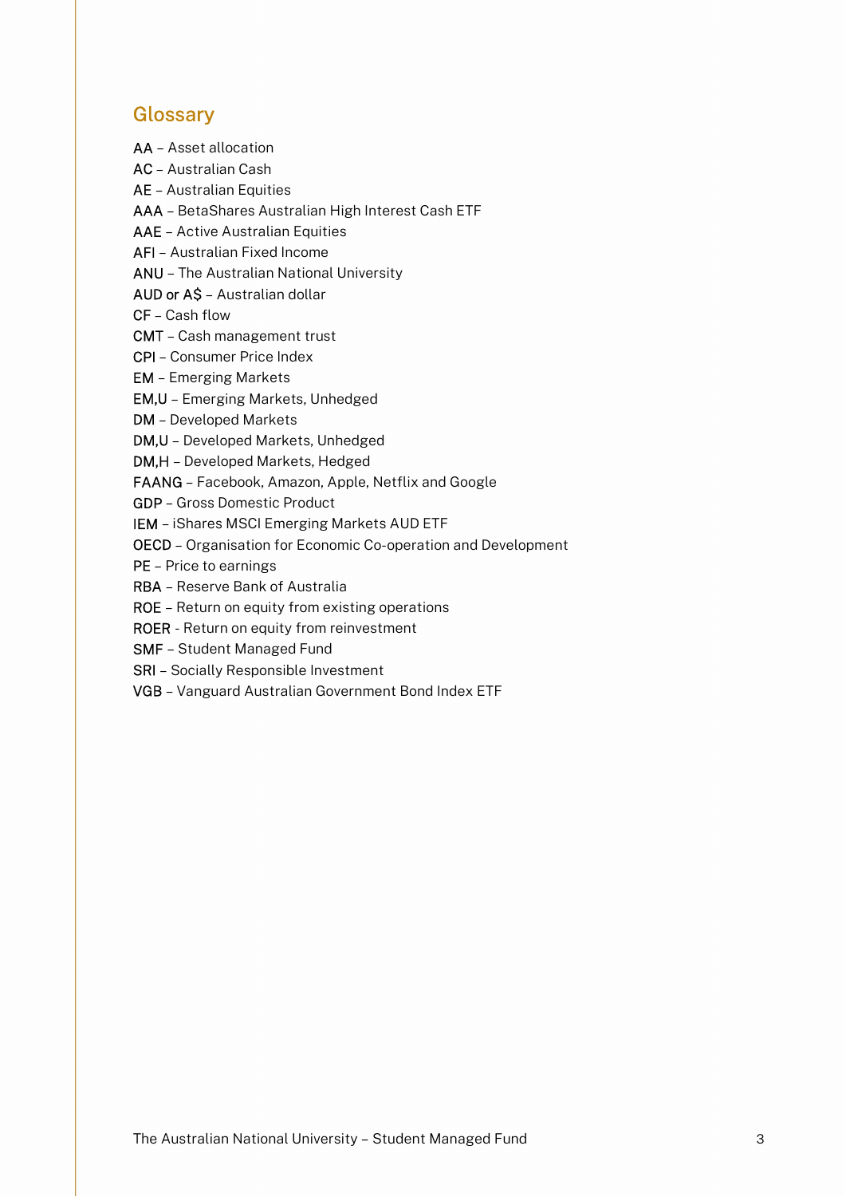## Glossary

AA – Asset allocation
AC – Australian Cash
AE – Australian Equities
AAA – BetaShares Australian High Interest Cash ETF
AAE – Active Australian Equities
AFI – Australian Fixed Income
ANU – The Australian National University
AUD or A$ – Australian dollar
CF – Cash flow
CMT – Cash management trust
CPI – Consumer Price Index
EM – Emerging Markets
EM,U – Emerging Markets, Unhedged
DM – Developed Markets
DM,U – Developed Markets, Unhedged
DM,H – Developed Markets, Hedged
FAANG – Facebook, Amazon, Apple, Netflix and Google
GDP – Gross Domestic Product
IEM – iShares MSCI Emerging Markets AUD ETF
OECD – Organisation for Economic Co-operation and Development
PE – Price to earnings
RBA – Reserve Bank of Australia
ROE – Return on equity from existing operations
ROER - Return on equity from reinvestment
SMF – Student Managed Fund
SRI – Socially Responsible Investment
VGB – Vanguard Australian Government Bond Index ETF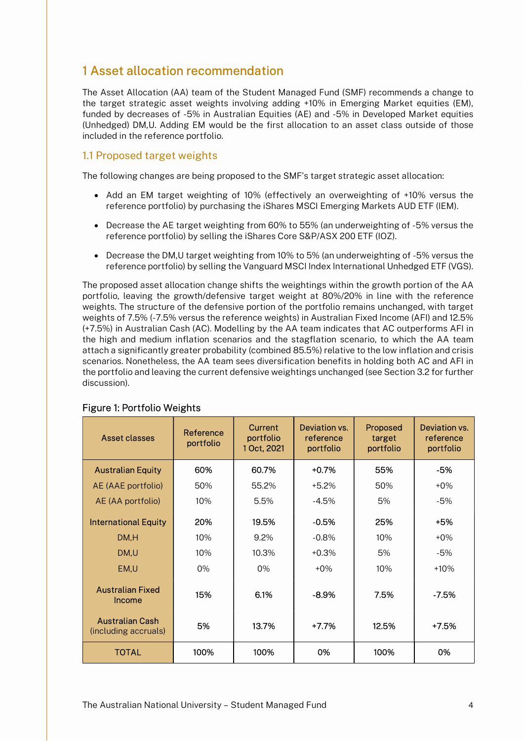# 1 Asset allocation recommendation

The Asset Allocation (AA) team of the Student Managed Fund (SMF) recommends a change to the target strategic asset weights involving adding +10% in Emerging Market equities (EM), funded by decreases of -5% in Australian Equities (AE) and -5% in Developed Market equities (Unhedged) DM,U. Adding EM would be the first allocation to an asset class outside of those included in the reference portfolio.

## 1.1 Proposed target weights

The following changes are being proposed to the SMF's target strategic asset allocation:

- Add an EM target weighting of 10% (effectively an overweighting of +10% versus the reference portfolio) by purchasing the iShares MSCI Emerging Markets AUD ETF (IEM).
- Decrease the AE target weighting from 60% to 55% (an underweighting of -5% versus the reference portfolio) by selling the iShares Core S&P/ASX 200 ETF (IOZ).
- Decrease the DM,U target weighting from 10% to 5% (an underweighting of -5% versus the reference portfolio) by selling the Vanguard MSCI Index International Unhedged ETF (VGS).

The proposed asset allocation change shifts the weightings within the growth portion of the AA portfolio, leaving the growth/defensive target weight at 80%/20% in line with the reference weights. The structure of the defensive portion of the portfolio remains unchanged, with target weights of 7.5% (-7.5% versus the reference weights) in Australian Fixed Income (AFI) and 12.5% (+7.5%) in Australian Cash (AC). Modelling by the AA team indicates that AC outperforms AFI in the high and medium inflation scenarios and the stagflation scenario, to which the AA team attach a significantly greater probability (combined 85.5%) relative to the low inflation and crisis scenarios. Nonetheless, the AA team sees diversification benefits in holding both AC and AFI in the portfolio and leaving the current defensive weightings unchanged (see Section 3.2 for further discussion).

Figure 1: Portfolio Weights

| Asset classes | Reference portfolio | Current portfolio 1 Oct, 2021 | Deviation vs. reference portfolio | Proposed target portfolio | Deviation vs. reference portfolio |
|---|---|---|---|---|---|
| **Australian Equity** | **60%** | **60.7%** | **+0.7%** | **55%** | **-5%** |
| AE (AAE portfolio) | 50% | 55.2% | +5.2% | 50% | +0% |
| AE (AA portfolio) | 10% | 5.5% | -4.5% | 5% | -5% |
| **International Equity** | **20%** | **19.5%** | **-0.5%** | **25%** | **+5%** |
| DM,H | 10% | 9.2% | -0.8% | 10% | +0% |
| DM,U | 10% | 10.3% | +0.3% | 5% | -5% |
| EM,U | 0% | 0% | +0% | 10% | +10% |
| **Australian Fixed Income** | **15%** | **6.1%** | **-8.9%** | **7.5%** | **-7.5%** |
| **Australian Cash (including accruals)** | **5%** | **13.7%** | **+7.7%** | **12.5%** | **+7.5%** |
| **TOTAL** | **100%** | **100%** | **0%** | **100%** | **0%** |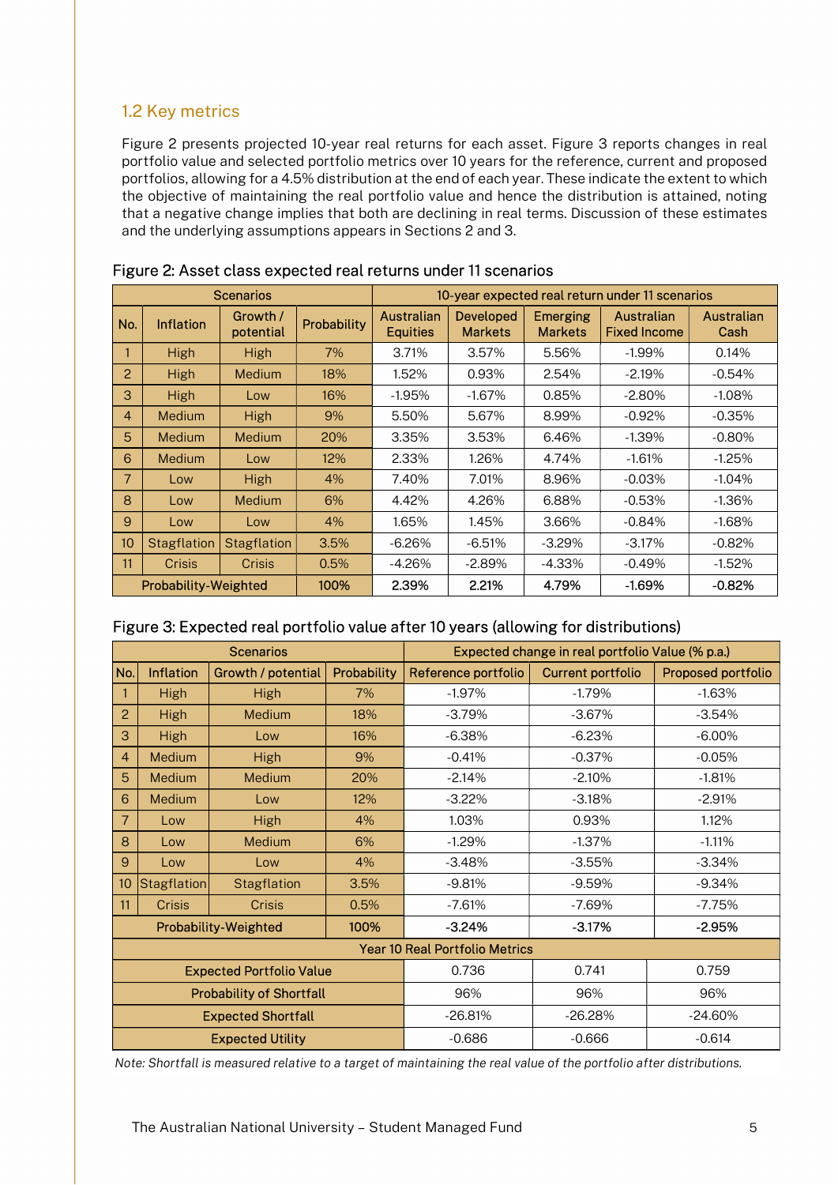## 1.2 Key metrics

Figure 2 presents projected 10-year real returns for each asset. Figure 3 reports changes in real portfolio value and selected portfolio metrics over 10 years for the reference, current and proposed portfolios, allowing for a 4.5% distribution at the end of each year. These indicate the extent to which the objective of maintaining the real portfolio value and hence the distribution is attained, noting that a negative change implies that both are declining in real terms. Discussion of these estimates and the underlying assumptions appears in Sections 2 and 3.

Figure 2: Asset class expected real returns under 11 scenarios

| Scenarios | | | | 10-year expected real return under 11 scenarios | | | | |
|---|---|---|---|---|---|---|---|---|
| No. | Inflation | Growth / potential | Probability | Australian Equities | Developed Markets | Emerging Markets | Australian Fixed Income | Australian Cash |
| 1 | High | High | 7% | 3.71% | 3.57% | 5.56% | -1.99% | 0.14% |
| 2 | High | Medium | 18% | 1.52% | 0.93% | 2.54% | -2.19% | -0.54% |
| 3 | High | Low | 16% | -1.95% | -1.67% | 0.85% | -2.80% | -1.08% |
| 4 | Medium | High | 9% | 5.50% | 5.67% | 8.99% | -0.92% | -0.35% |
| 5 | Medium | Medium | 20% | 3.35% | 3.53% | 6.46% | -1.39% | -0.80% |
| 6 | Medium | Low | 12% | 2.33% | 1.26% | 4.74% | -1.61% | -1.25% |
| 7 | Low | High | 4% | 7.40% | 7.01% | 8.96% | -0.03% | -1.04% |
| 8 | Low | Medium | 6% | 4.42% | 4.26% | 6.88% | -0.53% | -1.36% |
| 9 | Low | Low | 4% | 1.65% | 1.45% | 3.66% | -0.84% | -1.68% |
| 10 | Stagflation | Stagflation | 3.5% | -6.26% | -6.51% | -3.29% | -3.17% | -0.82% |
| 11 | Crisis | Crisis | 0.5% | -4.26% | -2.89% | -4.33% | -0.49% | -1.52% |
| **Probability-Weighted** | | | **100%** | **2.39%** | **2.21%** | **4.79%** | **-1.69%** | **-0.82%** |

Figure 3: Expected real portfolio value after 10 years (allowing for distributions)

| Scenarios | | | | Expected change in real portfolio Value (% p.a.) | | |
|---|---|---|---|---|---|---|
| No. | Inflation | Growth / potential | Probability | Reference portfolio | Current portfolio | Proposed portfolio |
| 1 | High | High | 7% | -1.97% | -1.79% | -1.63% |
| 2 | High | Medium | 18% | -3.79% | -3.67% | -3.54% |
| 3 | High | Low | 16% | -6.38% | -6.23% | -6.00% |
| 4 | Medium | High | 9% | -0.41% | -0.37% | -0.05% |
| 5 | Medium | Medium | 20% | -2.14% | -2.10% | -1.81% |
| 6 | Medium | Low | 12% | -3.22% | -3.18% | -2.91% |
| 7 | Low | High | 4% | 1.03% | 0.93% | 1.12% |
| 8 | Low | Medium | 6% | -1.29% | -1.37% | -1.11% |
| 9 | Low | Low | 4% | -3.48% | -3.55% | -3.34% |
| 10 | Stagflation | Stagflation | 3.5% | -9.81% | -9.59% | -9.34% |
| 11 | Crisis | Crisis | 0.5% | -7.61% | -7.69% | -7.75% |
| **Probability-Weighted** | | | **100%** | **-3.24%** | **-3.17%** | **-2.95%** |
| Year 10 Real Portfolio Metrics | | | | | | |
| Expected Portfolio Value | | | | 0.736 | 0.741 | 0.759 |
| Probability of Shortfall | | | | 96% | 96% | 96% |
| Expected Shortfall | | | | -26.81% | -26.28% | -24.60% |
| Expected Utility | | | | -0.686 | -0.666 | -0.614 |

*Note: Shortfall is measured relative to a target of maintaining the real value of the portfolio after distributions.*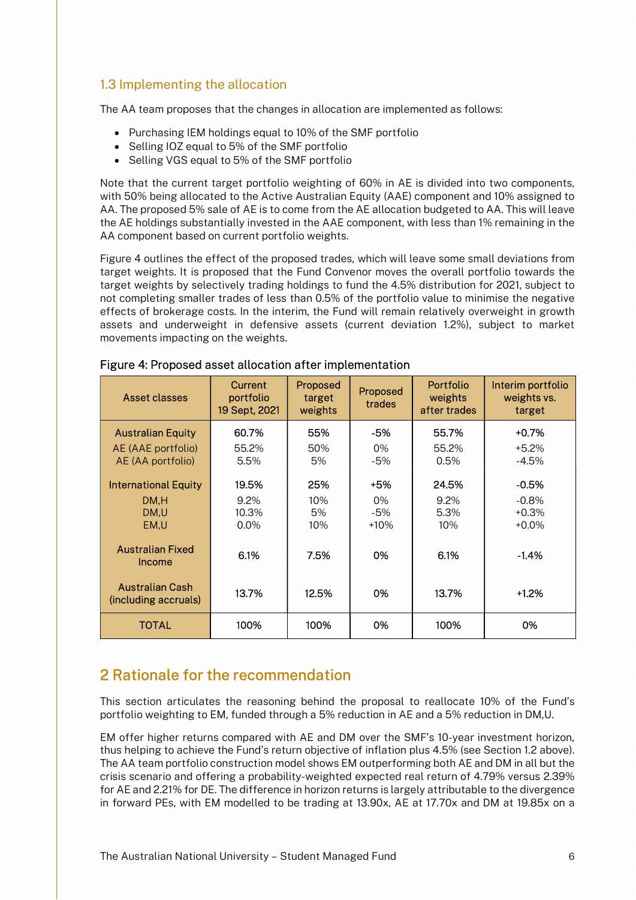### 1.3 Implementing the allocation

The AA team proposes that the changes in allocation are implemented as follows:

- Purchasing IEM holdings equal to 10% of the SMF portfolio
- Selling IOZ equal to 5% of the SMF portfolio
- Selling VGS equal to 5% of the SMF portfolio

Note that the current target portfolio weighting of 60% in AE is divided into two components, with 50% being allocated to the Active Australian Equity (AAE) component and 10% assigned to AA. The proposed 5% sale of AE is to come from the AE allocation budgeted to AA. This will leave the AE holdings substantially invested in the AAE component, with less than 1% remaining in the AA component based on current portfolio weights.

Figure 4 outlines the effect of the proposed trades, which will leave some small deviations from target weights. It is proposed that the Fund Convenor moves the overall portfolio towards the target weights by selectively trading holdings to fund the 4.5% distribution for 2021, subject to not completing smaller trades of less than 0.5% of the portfolio value to minimise the negative effects of brokerage costs. In the interim, the Fund will remain relatively overweight in growth assets and underweight in defensive assets (current deviation 1.2%), subject to market movements impacting on the weights.

Figure 4: Proposed asset allocation after implementation

| Asset classes | Current portfolio 19 Sept, 2021 | Proposed target weights | Proposed trades | Portfolio weights after trades | Interim portfolio weights vs. target |
|---|---|---|---|---|---|
| Australian Equity | 60.7% | 55% | -5% | 55.7% | +0.7% |
| AE (AAE portfolio) | 55.2% | 50% | 0% | 55.2% | +5.2% |
| AE (AA portfolio) | 5.5% | 5% | -5% | 0.5% | -4.5% |
| International Equity | 19.5% | 25% | +5% | 24.5% | -0.5% |
| DM,H | 9.2% | 10% | 0% | 9.2% | -0.8% |
| DM,U | 10.3% | 5% | -5% | 5.3% | +0.3% |
| EM,U | 0.0% | 10% | +10% | 10% | +0.0% |
| Australian Fixed Income | 6.1% | 7.5% | 0% | 6.1% | -1.4% |
| Australian Cash (including accruals) | 13.7% | 12.5% | 0% | 13.7% | +1.2% |
| TOTAL | 100% | 100% | 0% | 100% | 0% |

## 2 Rationale for the recommendation

This section articulates the reasoning behind the proposal to reallocate 10% of the Fund's portfolio weighting to EM, funded through a 5% reduction in AE and a 5% reduction in DM,U.

EM offer higher returns compared with AE and DM over the SMF's 10-year investment horizon, thus helping to achieve the Fund's return objective of inflation plus 4.5% (see Section 1.2 above). The AA team portfolio construction model shows EM outperforming both AE and DM in all but the crisis scenario and offering a probability-weighted expected real return of 4.79% versus 2.39% for AE and 2.21% for DE. The difference in horizon returns is largely attributable to the divergence in forward PEs, with EM modelled to be trading at 13.90x, AE at 17.70x and DM at 19.85x on a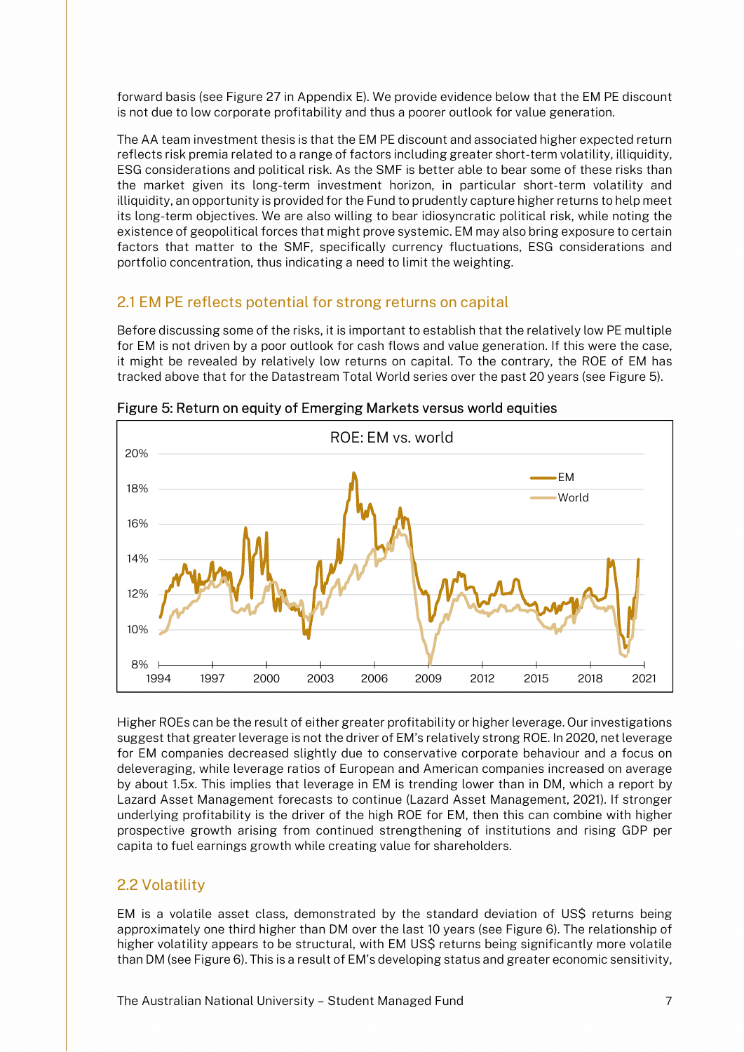forward basis (see Figure 27 in Appendix E). We provide evidence below that the EM PE discount is not due to low corporate profitability and thus a poorer outlook for value generation.

The AA team investment thesis is that the EM PE discount and associated higher expected return reflects risk premia related to a range of factors including greater short-term volatility, illiquidity, ESG considerations and political risk. As the SMF is better able to bear some of these risks than the market given its long-term investment horizon, in particular short-term volatility and illiquidity, an opportunity is provided for the Fund to prudently capture higher returns to help meet its long-term objectives. We are also willing to bear idiosyncratic political risk, while noting the existence of geopolitical forces that might prove systemic. EM may also bring exposure to certain factors that matter to the SMF, specifically currency fluctuations, ESG considerations and portfolio concentration, thus indicating a need to limit the weighting.

## 2.1 EM PE reflects potential for strong returns on capital

Before discussing some of the risks, it is important to establish that the relatively low PE multiple for EM is not driven by a poor outlook for cash flows and value generation. If this were the case, it might be revealed by relatively low returns on capital. To the contrary, the ROE of EM has tracked above that for the Datastream Total World series over the past 20 years (see Figure 5).

Figure 5: Return on equity of Emerging Markets versus world equities

Higher ROEs can be the result of either greater profitability or higher leverage. Our investigations suggest that greater leverage is not the driver of EM's relatively strong ROE. In 2020, net leverage for EM companies decreased slightly due to conservative corporate behaviour and a focus on deleveraging, while leverage ratios of European and American companies increased on average by about 1.5x. This implies that leverage in EM is trending lower than in DM, which a report by Lazard Asset Management forecasts to continue (Lazard Asset Management, 2021). If stronger underlying profitability is the driver of the high ROE for EM, then this can combine with higher prospective growth arising from continued strengthening of institutions and rising GDP per capita to fuel earnings growth while creating value for shareholders.

## 2.2 Volatility

EM is a volatile asset class, demonstrated by the standard deviation of US$ returns being approximately one third higher than DM over the last 10 years (see Figure 6). The relationship of higher volatility appears to be structural, with EM US$ returns being significantly more volatile than DM (see Figure 6). This is a result of EM's developing status and greater economic sensitivity,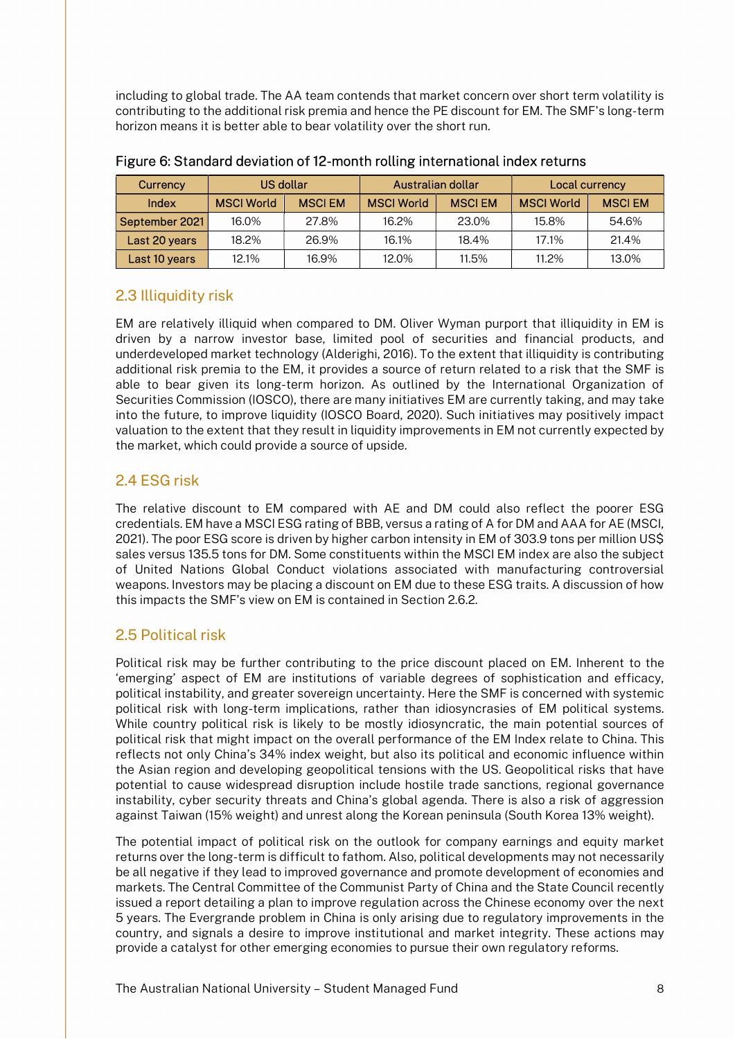including to global trade. The AA team contends that market concern over short term volatility is contributing to the additional risk premia and hence the PE discount for EM. The SMF's long-term horizon means it is better able to bear volatility over the short run.

Figure 6: Standard deviation of 12-month rolling international index returns

| Currency | US dollar | | Australian dollar | | Local currency | |
|---|---|---|---|---|---|---|
| Index | MSCI World | MSCI EM | MSCI World | MSCI EM | MSCI World | MSCI EM |
| September 2021 | 16.0% | 27.8% | 16.2% | 23.0% | 15.8% | 54.6% |
| Last 20 years | 18.2% | 26.9% | 16.1% | 18.4% | 17.1% | 21.4% |
| Last 10 years | 12.1% | 16.9% | 12.0% | 11.5% | 11.2% | 13.0% |

## 2.3 Illiquidity risk

EM are relatively illiquid when compared to DM. Oliver Wyman purport that illiquidity in EM is driven by a narrow investor base, limited pool of securities and financial products, and underdeveloped market technology (Alderighi, 2016). To the extent that illiquidity is contributing additional risk premia to the EM, it provides a source of return related to a risk that the SMF is able to bear given its long-term horizon. As outlined by the International Organization of Securities Commission (IOSCO), there are many initiatives EM are currently taking, and may take into the future, to improve liquidity (IOSCO Board, 2020). Such initiatives may positively impact valuation to the extent that they result in liquidity improvements in EM not currently expected by the market, which could provide a source of upside.

## 2.4 ESG risk

The relative discount to EM compared with AE and DM could also reflect the poorer ESG credentials. EM have a MSCI ESG rating of BBB, versus a rating of A for DM and AAA for AE (MSCI, 2021). The poor ESG score is driven by higher carbon intensity in EM of 303.9 tons per million US$ sales versus 135.5 tons for DM. Some constituents within the MSCI EM index are also the subject of United Nations Global Conduct violations associated with manufacturing controversial weapons. Investors may be placing a discount on EM due to these ESG traits. A discussion of how this impacts the SMF's view on EM is contained in Section 2.6.2.

## 2.5 Political risk

Political risk may be further contributing to the price discount placed on EM. Inherent to the 'emerging' aspect of EM are institutions of variable degrees of sophistication and efficacy, political instability, and greater sovereign uncertainty. Here the SMF is concerned with systemic political risk with long-term implications, rather than idiosyncrasies of EM political systems. While country political risk is likely to be mostly idiosyncratic, the main potential sources of political risk that might impact on the overall performance of the EM Index relate to China. This reflects not only China's 34% index weight, but also its political and economic influence within the Asian region and developing geopolitical tensions with the US. Geopolitical risks that have potential to cause widespread disruption include hostile trade sanctions, regional governance instability, cyber security threats and China's global agenda. There is also a risk of aggression against Taiwan (15% weight) and unrest along the Korean peninsula (South Korea 13% weight).

The potential impact of political risk on the outlook for company earnings and equity market returns over the long-term is difficult to fathom. Also, political developments may not necessarily be all negative if they lead to improved governance and promote development of economies and markets. The Central Committee of the Communist Party of China and the State Council recently issued a report detailing a plan to improve regulation across the Chinese economy over the next 5 years. The Evergrande problem in China is only arising due to regulatory improvements in the country, and signals a desire to improve institutional and market integrity. These actions may provide a catalyst for other emerging economies to pursue their own regulatory reforms.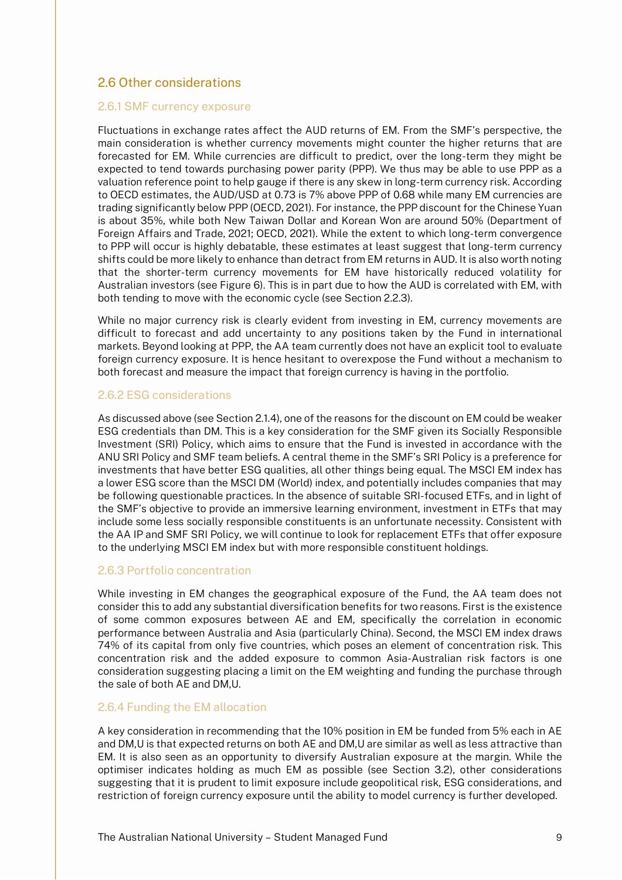## 2.6 Other considerations

### 2.6.1 SMF currency exposure

Fluctuations in exchange rates affect the AUD returns of EM. From the SMF's perspective, the main consideration is whether currency movements might counter the higher returns that are forecasted for EM. While currencies are difficult to predict, over the long-term they might be expected to tend towards purchasing power parity (PPP). We thus may be able to use PPP as a valuation reference point to help gauge if there is any skew in long-term currency risk. According to OECD estimates, the AUD/USD at 0.73 is 7% above PPP of 0.68 while many EM currencies are trading significantly below PPP (OECD, 2021). For instance, the PPP discount for the Chinese Yuan is about 35%, while both New Taiwan Dollar and Korean Won are around 50% (Department of Foreign Affairs and Trade, 2021; OECD, 2021). While the extent to which long-term convergence to PPP will occur is highly debatable, these estimates at least suggest that long-term currency shifts could be more likely to enhance than detract from EM returns in AUD. It is also worth noting that the shorter-term currency movements for EM have historically reduced volatility for Australian investors (see Figure 6). This is in part due to how the AUD is correlated with EM, with both tending to move with the economic cycle (see Section 2.2.3).

While no major currency risk is clearly evident from investing in EM, currency movements are difficult to forecast and add uncertainty to any positions taken by the Fund in international markets. Beyond looking at PPP, the AA team currently does not have an explicit tool to evaluate foreign currency exposure. It is hence hesitant to overexpose the Fund without a mechanism to both forecast and measure the impact that foreign currency is having in the portfolio.

### 2.6.2 ESG considerations

As discussed above (see Section 2.1.4), one of the reasons for the discount on EM could be weaker ESG credentials than DM. This is a key consideration for the SMF given its Socially Responsible Investment (SRI) Policy, which aims to ensure that the Fund is invested in accordance with the ANU SRI Policy and SMF team beliefs. A central theme in the SMF's SRI Policy is a preference for investments that have better ESG qualities, all other things being equal. The MSCI EM index has a lower ESG score than the MSCI DM (World) index, and potentially includes companies that may be following questionable practices. In the absence of suitable SRI-focused ETFs, and in light of the SMF's objective to provide an immersive learning environment, investment in ETFs that may include some less socially responsible constituents is an unfortunate necessity. Consistent with the AA IP and SMF SRI Policy, we will continue to look for replacement ETFs that offer exposure to the underlying MSCI EM index but with more responsible constituent holdings.

### 2.6.3 Portfolio concentration

While investing in EM changes the geographical exposure of the Fund, the AA team does not consider this to add any substantial diversification benefits for two reasons. First is the existence of some common exposures between AE and EM, specifically the correlation in economic performance between Australia and Asia (particularly China). Second, the MSCI EM index draws 74% of its capital from only five countries, which poses an element of concentration risk. This concentration risk and the added exposure to common Asia-Australian risk factors is one consideration suggesting placing a limit on the EM weighting and funding the purchase through the sale of both AE and DM,U.

### 2.6.4 Funding the EM allocation

A key consideration in recommending that the 10% position in EM be funded from 5% each in AE and DM,U is that expected returns on both AE and DM,U are similar as well as less attractive than EM. It is also seen as an opportunity to diversify Australian exposure at the margin. While the optimiser indicates holding as much EM as possible (see Section 3.2), other considerations suggesting that it is prudent to limit exposure include geopolitical risk, ESG considerations, and restriction of foreign currency exposure until the ability to model currency is further developed.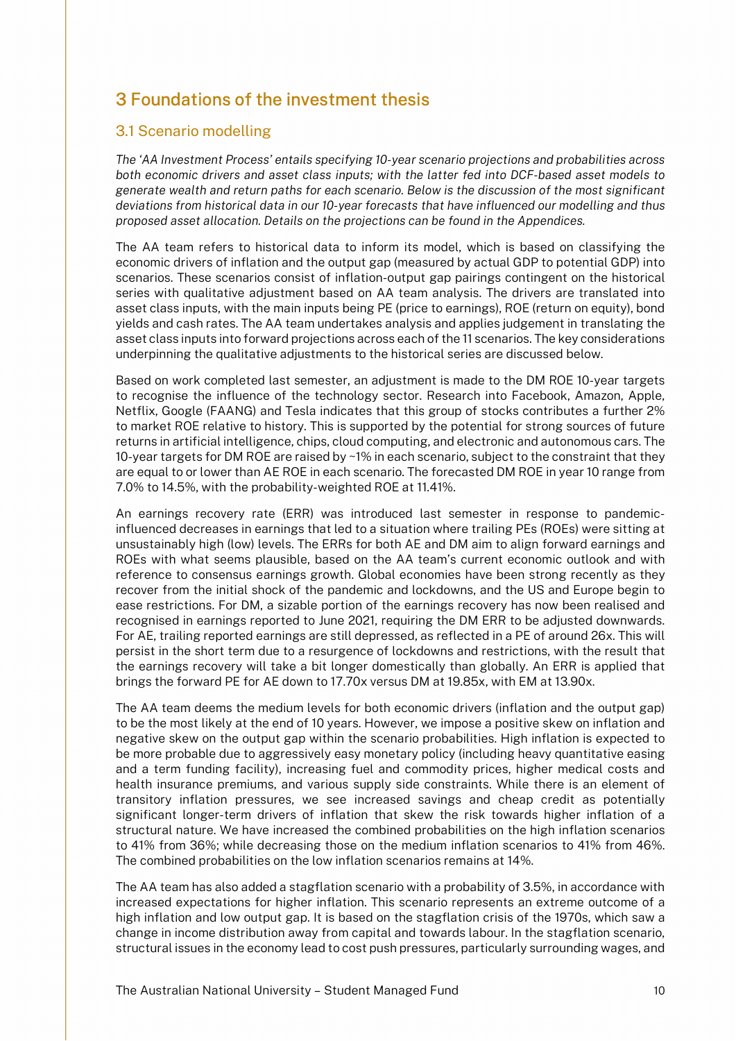## 3 Foundations of the investment thesis

### 3.1 Scenario modelling

*The 'AA Investment Process' entails specifying 10-year scenario projections and probabilities across both economic drivers and asset class inputs; with the latter fed into DCF-based asset models to generate wealth and return paths for each scenario. Below is the discussion of the most significant deviations from historical data in our 10-year forecasts that have influenced our modelling and thus proposed asset allocation. Details on the projections can be found in the Appendices.*

The AA team refers to historical data to inform its model, which is based on classifying the economic drivers of inflation and the output gap (measured by actual GDP to potential GDP) into scenarios. These scenarios consist of inflation-output gap pairings contingent on the historical series with qualitative adjustment based on AA team analysis. The drivers are translated into asset class inputs, with the main inputs being PE (price to earnings), ROE (return on equity), bond yields and cash rates. The AA team undertakes analysis and applies judgement in translating the asset class inputs into forward projections across each of the 11 scenarios. The key considerations underpinning the qualitative adjustments to the historical series are discussed below.

Based on work completed last semester, an adjustment is made to the DM ROE 10-year targets to recognise the influence of the technology sector. Research into Facebook, Amazon, Apple, Netflix, Google (FAANG) and Tesla indicates that this group of stocks contributes a further 2% to market ROE relative to history. This is supported by the potential for strong sources of future returns in artificial intelligence, chips, cloud computing, and electronic and autonomous cars. The 10-year targets for DM ROE are raised by ~1% in each scenario, subject to the constraint that they are equal to or lower than AE ROE in each scenario. The forecasted DM ROE in year 10 range from 7.0% to 14.5%, with the probability-weighted ROE at 11.41%.

An earnings recovery rate (ERR) was introduced last semester in response to pandemic-influenced decreases in earnings that led to a situation where trailing PEs (ROEs) were sitting at unsustainably high (low) levels. The ERRs for both AE and DM aim to align forward earnings and ROEs with what seems plausible, based on the AA team's current economic outlook and with reference to consensus earnings growth. Global economies have been strong recently as they recover from the initial shock of the pandemic and lockdowns, and the US and Europe begin to ease restrictions. For DM, a sizable portion of the earnings recovery has now been realised and recognised in earnings reported to June 2021, requiring the DM ERR to be adjusted downwards. For AE, trailing reported earnings are still depressed, as reflected in a PE of around 26x. This will persist in the short term due to a resurgence of lockdowns and restrictions, with the result that the earnings recovery will take a bit longer domestically than globally. An ERR is applied that brings the forward PE for AE down to 17.70x versus DM at 19.85x, with EM at 13.90x.

The AA team deems the medium levels for both economic drivers (inflation and the output gap) to be the most likely at the end of 10 years. However, we impose a positive skew on inflation and negative skew on the output gap within the scenario probabilities. High inflation is expected to be more probable due to aggressively easy monetary policy (including heavy quantitative easing and a term funding facility), increasing fuel and commodity prices, higher medical costs and health insurance premiums, and various supply side constraints. While there is an element of transitory inflation pressures, we see increased savings and cheap credit as potentially significant longer-term drivers of inflation that skew the risk towards higher inflation of a structural nature. We have increased the combined probabilities on the high inflation scenarios to 41% from 36%; while decreasing those on the medium inflation scenarios to 41% from 46%. The combined probabilities on the low inflation scenarios remains at 14%.

The AA team has also added a stagflation scenario with a probability of 3.5%, in accordance with increased expectations for higher inflation. This scenario represents an extreme outcome of a high inflation and low output gap. It is based on the stagflation crisis of the 1970s, which saw a change in income distribution away from capital and towards labour. In the stagflation scenario, structural issues in the economy lead to cost push pressures, particularly surrounding wages, and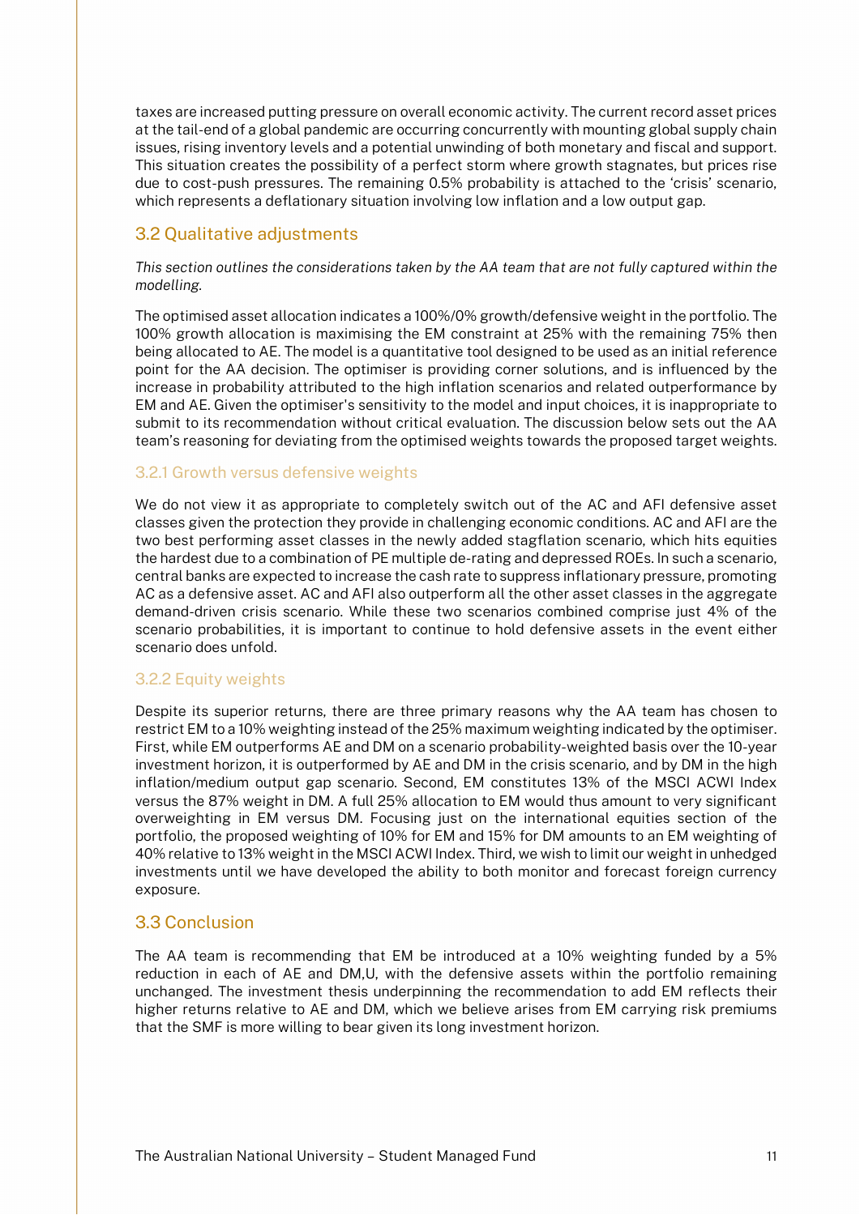taxes are increased putting pressure on overall economic activity. The current record asset prices at the tail-end of a global pandemic are occurring concurrently with mounting global supply chain issues, rising inventory levels and a potential unwinding of both monetary and fiscal and support. This situation creates the possibility of a perfect storm where growth stagnates, but prices rise due to cost-push pressures. The remaining 0.5% probability is attached to the 'crisis' scenario, which represents a deflationary situation involving low inflation and a low output gap.

## 3.2 Qualitative adjustments

*This section outlines the considerations taken by the AA team that are not fully captured within the modelling.*

The optimised asset allocation indicates a 100%/0% growth/defensive weight in the portfolio. The 100% growth allocation is maximising the EM constraint at 25% with the remaining 75% then being allocated to AE. The model is a quantitative tool designed to be used as an initial reference point for the AA decision. The optimiser is providing corner solutions, and is influenced by the increase in probability attributed to the high inflation scenarios and related outperformance by EM and AE. Given the optimiser's sensitivity to the model and input choices, it is inappropriate to submit to its recommendation without critical evaluation. The discussion below sets out the AA team's reasoning for deviating from the optimised weights towards the proposed target weights.

### 3.2.1 Growth versus defensive weights

We do not view it as appropriate to completely switch out of the AC and AFI defensive asset classes given the protection they provide in challenging economic conditions. AC and AFI are the two best performing asset classes in the newly added stagflation scenario, which hits equities the hardest due to a combination of PE multiple de-rating and depressed ROEs. In such a scenario, central banks are expected to increase the cash rate to suppress inflationary pressure, promoting AC as a defensive asset. AC and AFI also outperform all the other asset classes in the aggregate demand-driven crisis scenario. While these two scenarios combined comprise just 4% of the scenario probabilities, it is important to continue to hold defensive assets in the event either scenario does unfold.

### 3.2.2 Equity weights

Despite its superior returns, there are three primary reasons why the AA team has chosen to restrict EM to a 10% weighting instead of the 25% maximum weighting indicated by the optimiser. First, while EM outperforms AE and DM on a scenario probability-weighted basis over the 10-year investment horizon, it is outperformed by AE and DM in the crisis scenario, and by DM in the high inflation/medium output gap scenario. Second, EM constitutes 13% of the MSCI ACWI Index versus the 87% weight in DM. A full 25% allocation to EM would thus amount to very significant overweighting in EM versus DM. Focusing just on the international equities section of the portfolio, the proposed weighting of 10% for EM and 15% for DM amounts to an EM weighting of 40% relative to 13% weight in the MSCI ACWI Index. Third, we wish to limit our weight in unhedged investments until we have developed the ability to both monitor and forecast foreign currency exposure.

## 3.3 Conclusion

The AA team is recommending that EM be introduced at a 10% weighting funded by a 5% reduction in each of AE and DM,U, with the defensive assets within the portfolio remaining unchanged. The investment thesis underpinning the recommendation to add EM reflects their higher returns relative to AE and DM, which we believe arises from EM carrying risk premiums that the SMF is more willing to bear given its long investment horizon.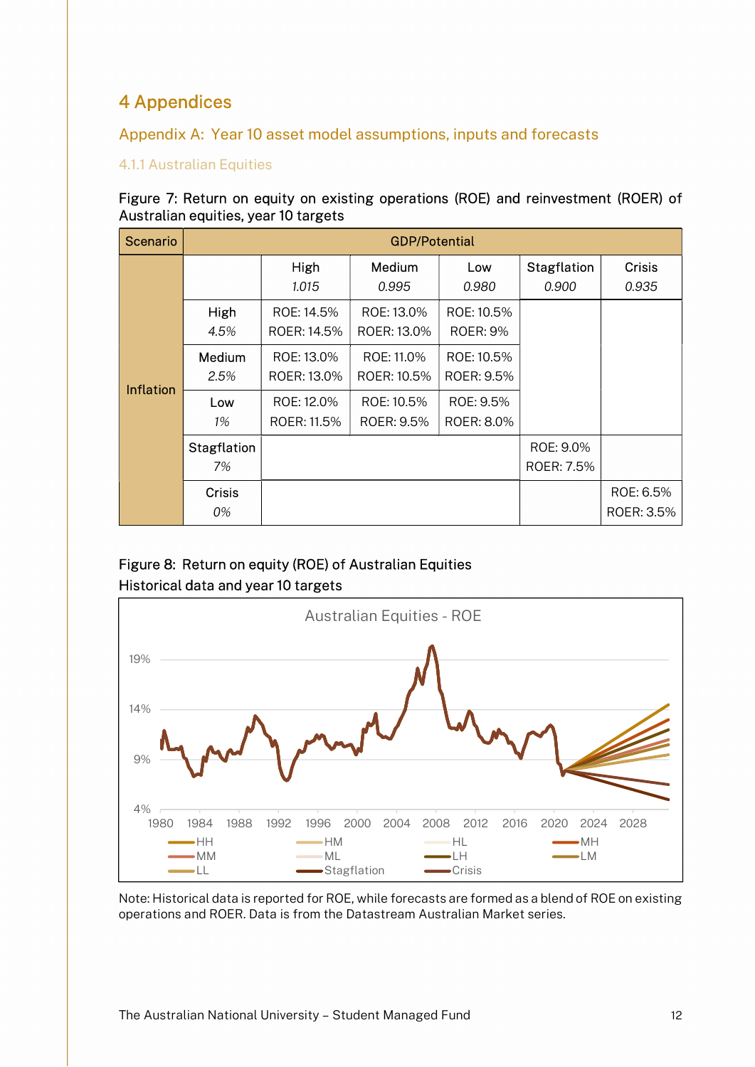# 4 Appendices

## Appendix A: Year 10 asset model assumptions, inputs and forecasts

### 4.1.1 Australian Equities

Figure 7: Return on equity on existing operations (ROE) and reinvestment (ROER) of Australian equities, year 10 targets

| Scenario | | GDP/Potential | | | | |
|---|---|---|---|---|---|---|
| | | High *1.015* | Medium *0.995* | Low *0.980* | Stagflation *0.900* | Crisis *0.935* |
| Inflation | High *4.5%* | ROE: 14.5% ROER: 14.5% | ROE: 13.0% ROER: 13.0% | ROE: 10.5% ROER: 9% | | |
| | Medium *2.5%* | ROE: 13.0% ROER: 13.0% | ROE: 11.0% ROER: 10.5% | ROE: 10.5% ROER: 9.5% | | |
| | Low *1%* | ROE: 12.0% ROER: 11.5% | ROE: 10.5% ROER: 9.5% | ROE: 9.5% ROER: 8.0% | | |
| | Stagflation *7%* | | | | ROE: 9.0% ROER: 7.5% | |
| | Crisis *0%* | | | | | ROE: 6.5% ROER: 3.5% |

Figure 8: Return on equity (ROE) of Australian Equities
Historical data and year 10 targets

Note: Historical data is reported for ROE, while forecasts are formed as a blend of ROE on existing operations and ROER. Data is from the Datastream Australian Market series.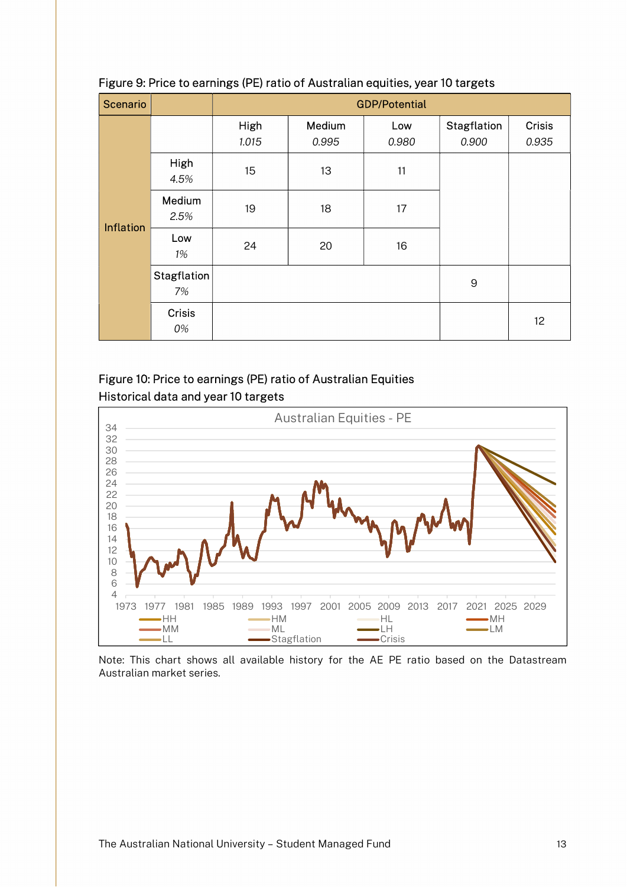Figure 9: Price to earnings (PE) ratio of Australian equities, year 10 targets

| Scenario | | GDP/Potential | | | | |
|---|---|---|---|---|---|---|
| | | High *1.015* | Medium *0.995* | Low *0.980* | Stagflation *0.900* | Crisis *0.935* |
| Inflation | High *4.5%* | 15 | 13 | 11 | | |
| | Medium *2.5%* | 19 | 18 | 17 | | |
| | Low *1%* | 24 | 20 | 16 | | |
| | Stagflation *7%* | | | | 9 | |
| | Crisis *0%* | | | | | 12 |

Figure 10: Price to earnings (PE) ratio of Australian Equities
Historical data and year 10 targets

Note: This chart shows all available history for the AE PE ratio based on the Datastream Australian market series.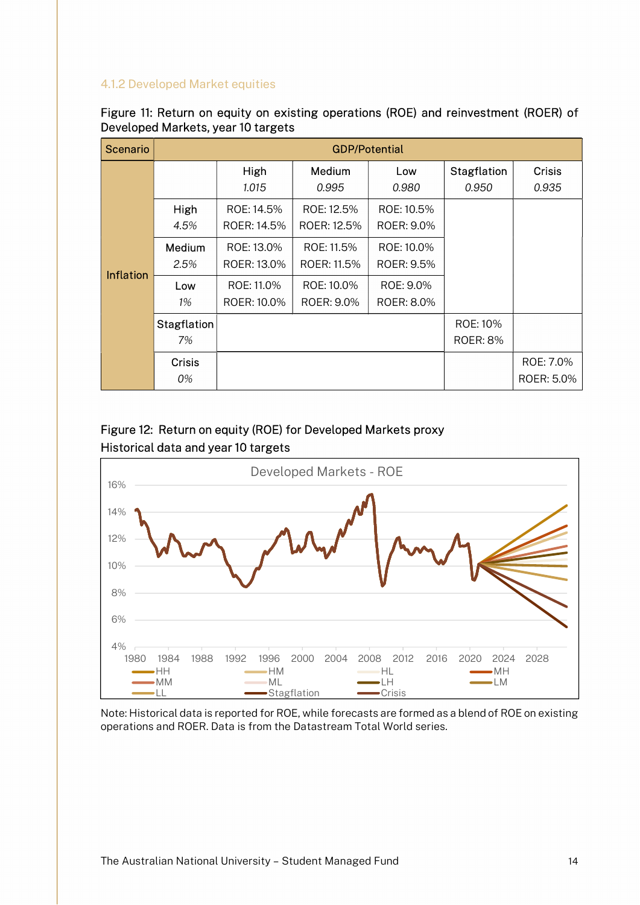### 4.1.2 Developed Market equities

Figure 11: Return on equity on existing operations (ROE) and reinvestment (ROER) of Developed Markets, year 10 targets

| Scenario | | GDP/Potential | | | | |
|---|---|---|---|---|---|---|
| | | High *1.015* | Medium *0.995* | Low *0.980* | Stagflation *0.950* | Crisis *0.935* |
| Inflation | High *4.5%* | ROE: 14.5% ROER: 14.5% | ROE: 12.5% ROER: 12.5% | ROE: 10.5% ROER: 9.0% | | |
| | Medium *2.5%* | ROE: 13.0% ROER: 13.0% | ROE: 11.5% ROER: 11.5% | ROE: 10.0% ROER: 9.5% | | |
| | Low *1%* | ROE: 11.0% ROER: 10.0% | ROE: 10.0% ROER: 9.0% | ROE: 9.0% ROER: 8.0% | | |
| | Stagflation *7%* | | | | ROE: 10% ROER: 8% | |
| | Crisis *0%* | | | | | ROE: 7.0% ROER: 5.0% |

Figure 12: Return on equity (ROE) for Developed Markets proxy
Historical data and year 10 targets

Note: Historical data is reported for ROE, while forecasts are formed as a blend of ROE on existing operations and ROER. Data is from the Datastream Total World series.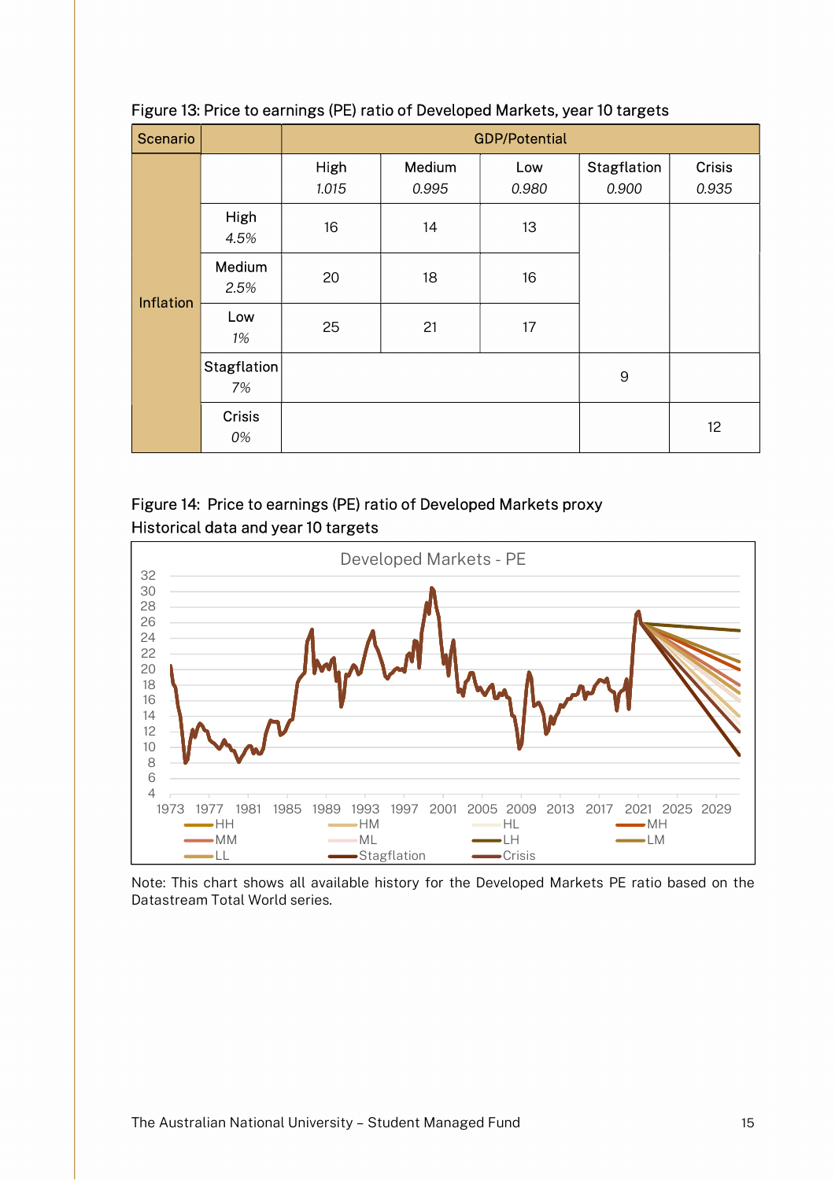Figure 13: Price to earnings (PE) ratio of Developed Markets, year 10 targets

| Scenario | | GDP/Potential | | | | |
|---|---|---|---|---|---|---|
| | | High *1.015* | Medium *0.995* | Low *0.980* | Stagflation *0.900* | Crisis *0.935* |
| Inflation | High *4.5%* | 16 | 14 | 13 | | |
| | Medium *2.5%* | 20 | 18 | 16 | | |
| | Low *1%* | 25 | 21 | 17 | | |
| | Stagflation *7%* | | | | 9 | |
| | Crisis *0%* | | | | | 12 |

Figure 14: Price to earnings (PE) ratio of Developed Markets proxy
Historical data and year 10 targets

Note: This chart shows all available history for the Developed Markets PE ratio based on the Datastream Total World series.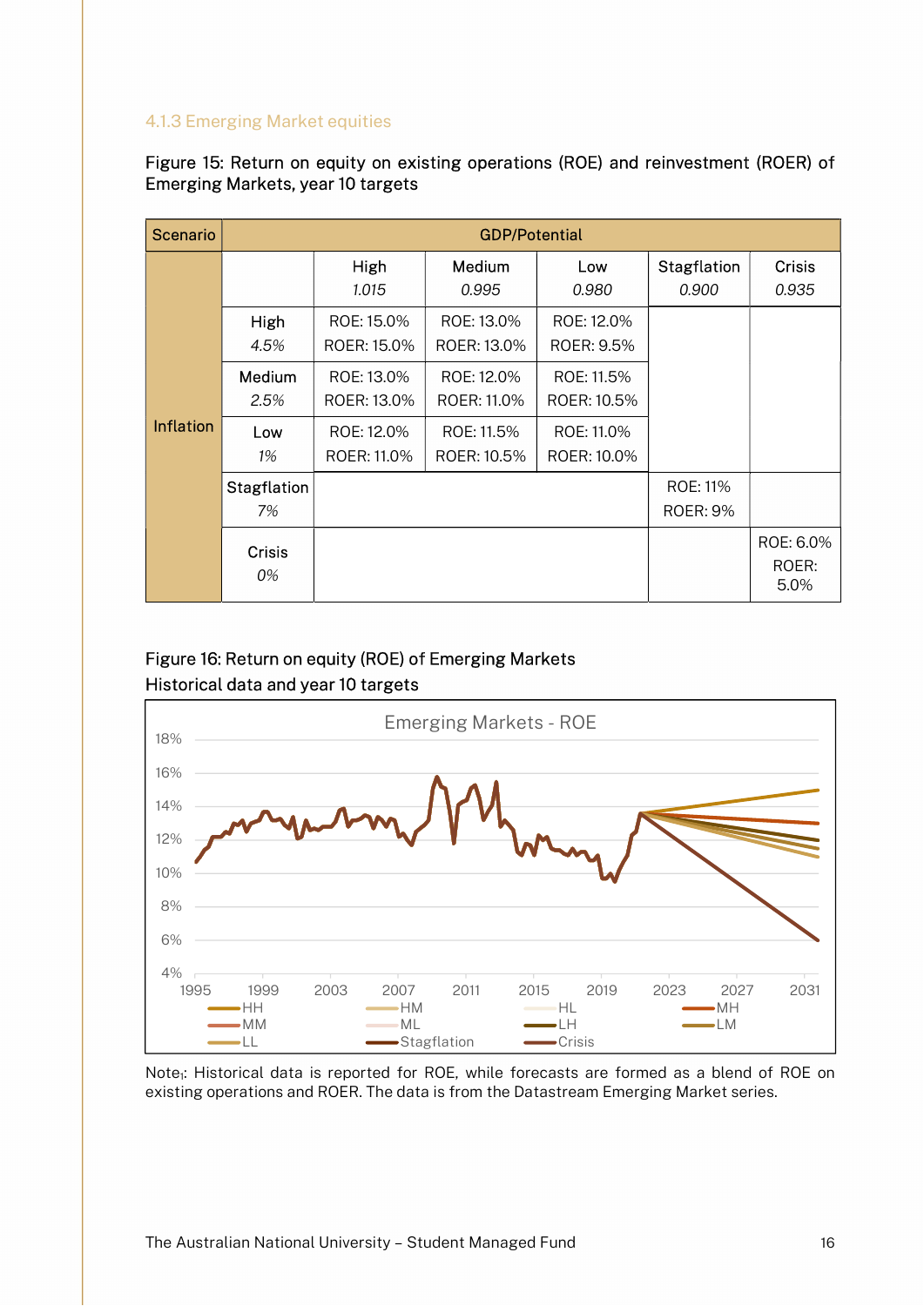### 4.1.3 Emerging Market equities

Figure 15: Return on equity on existing operations (ROE) and reinvestment (ROER) of Emerging Markets, year 10 targets

| Scenario | | GDP/Potential | | | | |
|---|---|---|---|---|---|---|
| | | High<br>*1.015* | Medium<br>*0.995* | Low<br>*0.980* | Stagflation<br>*0.900* | Crisis<br>*0.935* |
| Inflation | High<br>*4.5%* | ROE: 15.0%<br>ROER: 15.0% | ROE: 13.0%<br>ROER: 13.0% | ROE: 12.0%<br>ROER: 9.5% | | |
| | Medium<br>*2.5%* | ROE: 13.0%<br>ROER: 13.0% | ROE: 12.0%<br>ROER: 11.0% | ROE: 11.5%<br>ROER: 10.5% | | |
| | Low<br>*1%* | ROE: 12.0%<br>ROER: 11.0% | ROE: 11.5%<br>ROER: 10.5% | ROE: 11.0%<br>ROER: 10.0% | | |
| | Stagflation<br>*7%* | | | | ROE: 11%<br>ROER: 9% | |
| | Crisis<br>*0%* | | | | | ROE: 6.0%<br>ROER: 5.0% |

Figure 16: Return on equity (ROE) of Emerging Markets
Historical data and year 10 targets

Note[1]: Historical data is reported for ROE, while forecasts are formed as a blend of ROE on existing operations and ROER. The data is from the Datastream Emerging Market series.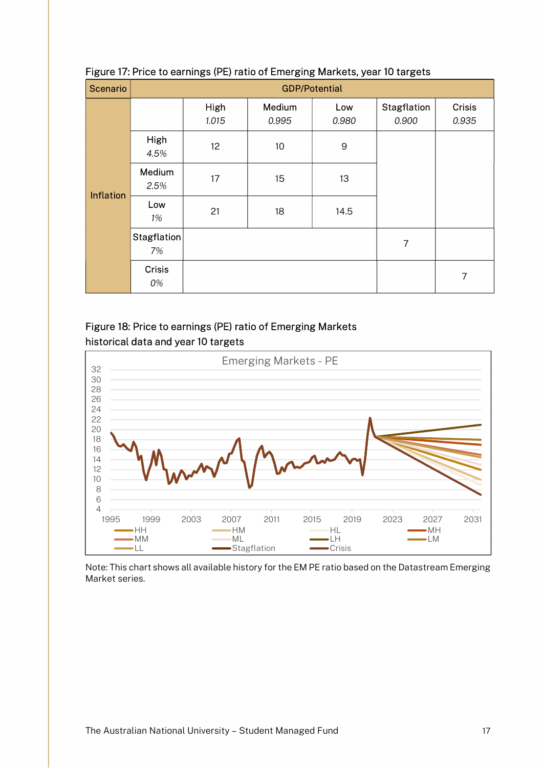Figure 17: Price to earnings (PE) ratio of Emerging Markets, year 10 targets

| Scenario | | GDP/Potential | | | | |
|---|---|---|---|---|---|---|
| | | High *1.015* | Medium *0.995* | Low *0.980* | Stagflation *0.900* | Crisis *0.935* |
| Inflation | High *4.5%* | 12 | 10 | 9 | | |
| | Medium *2.5%* | 17 | 15 | 13 | | |
| | Low *1%* | 21 | 18 | 14.5 | | |
| | Stagflation *7%* | | | | 7 | |
| | Crisis *0%* | | | | | 7 |

Figure 18: Price to earnings (PE) ratio of Emerging Markets historical data and year 10 targets

Note: This chart shows all available history for the EM PE ratio based on the Datastream Emerging Market series.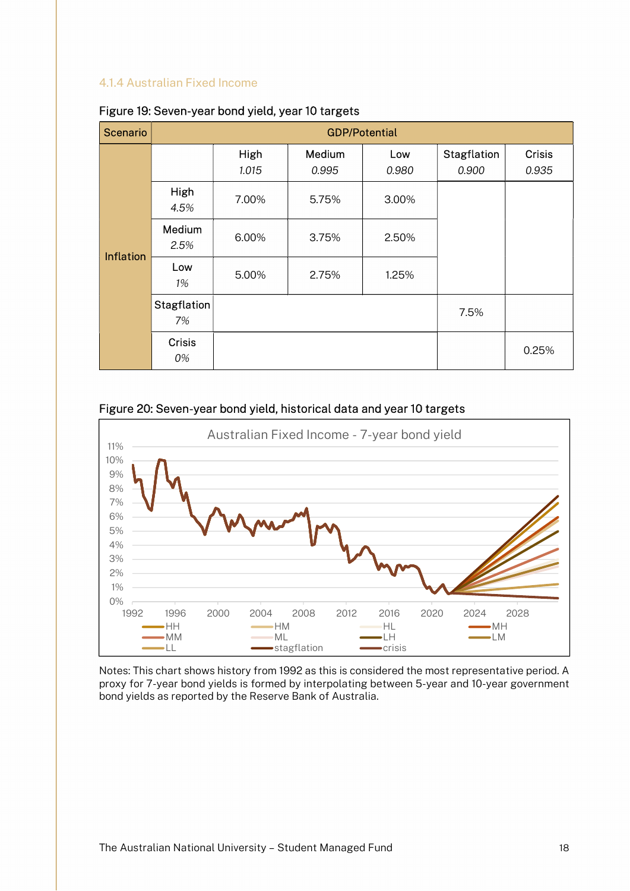### 4.1.4 Australian Fixed Income

Figure 19: Seven-year bond yield, year 10 targets

| Scenario | | GDP/Potential | | | | |
|---|---|---|---|---|---|---|
| | | High *1.015* | Medium *0.995* | Low *0.980* | Stagflation *0.900* | Crisis *0.935* |
| Inflation | High *4.5%* | 7.00% | 5.75% | 3.00% | | |
| | Medium *2.5%* | 6.00% | 3.75% | 2.50% | | |
| | Low *1%* | 5.00% | 2.75% | 1.25% | | |
| | Stagflation *7%* | | | | 7.5% | |
| | Crisis *0%* | | | | | 0.25% |

Figure 20: Seven-year bond yield, historical data and year 10 targets

Notes: This chart shows history from 1992 as this is considered the most representative period. A proxy for 7-year bond yields is formed by interpolating between 5-year and 10-year government bond yields as reported by the Reserve Bank of Australia.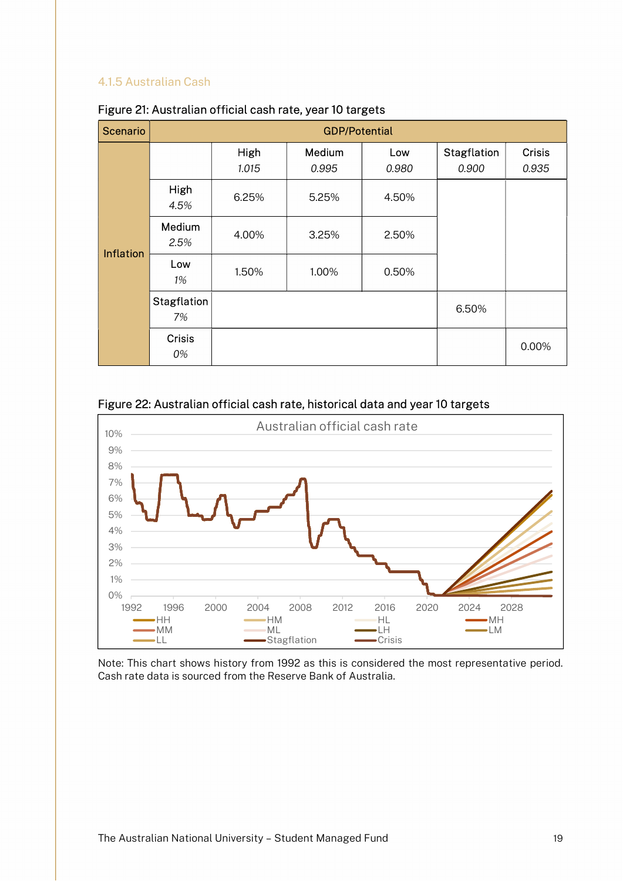#### 4.1.5 Australian Cash

Figure 21: Australian official cash rate, year 10 targets

| Scenario | | GDP/Potential | | | | |
|---|---|---|---|---|---|---|
| | | High *1.015* | Medium *0.995* | Low *0.980* | Stagflation *0.900* | Crisis *0.935* |
| Inflation | High *4.5%* | 6.25% | 5.25% | 4.50% | | |
| | Medium *2.5%* | 4.00% | 3.25% | 2.50% | | |
| | Low *1%* | 1.50% | 1.00% | 0.50% | | |
| | Stagflation *7%* | | | | 6.50% | |
| | Crisis *0%* | | | | | 0.00% |

Figure 22: Australian official cash rate, historical data and year 10 targets

Note: This chart shows history from 1992 as this is considered the most representative period. Cash rate data is sourced from the Reserve Bank of Australia.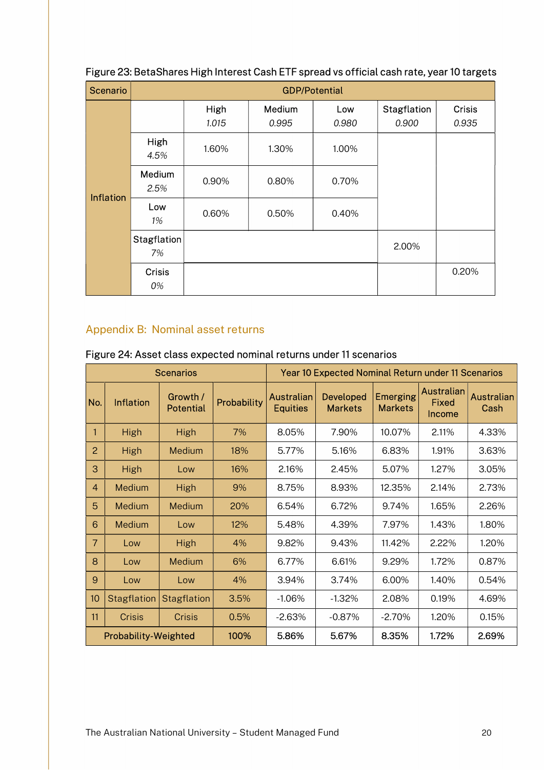Figure 23: BetaShares High Interest Cash ETF spread vs official cash rate, year 10 targets

| Scenario | | GDP/Potential | | | | |
|---|---|---|---|---|---|---|
| | | High *1.015* | Medium *0.995* | Low *0.980* | Stagflation *0.900* | Crisis *0.935* |
| Inflation | High *4.5%* | 1.60% | 1.30% | 1.00% | | |
| | Medium *2.5%* | 0.90% | 0.80% | 0.70% | | |
| | Low *1%* | 0.60% | 0.50% | 0.40% | | |
| | Stagflation *7%* | | | | 2.00% | |
| | Crisis *0%* | | | | | 0.20% |

## Appendix B: Nominal asset returns

Figure 24: Asset class expected nominal returns under 11 scenarios

| Scenarios | | | | Year 10 Expected Nominal Return under 11 Scenarios | | | | |
|---|---|---|---|---|---|---|---|---|
| No. | Inflation | Growth / Potential | Probability | Australian Equities | Developed Markets | Emerging Markets | Australian Fixed Income | Australian Cash |
| 1 | High | High | 7% | 8.05% | 7.90% | 10.07% | 2.11% | 4.33% |
| 2 | High | Medium | 18% | 5.77% | 5.16% | 6.83% | 1.91% | 3.63% |
| 3 | High | Low | 16% | 2.16% | 2.45% | 5.07% | 1.27% | 3.05% |
| 4 | Medium | High | 9% | 8.75% | 8.93% | 12.35% | 2.14% | 2.73% |
| 5 | Medium | Medium | 20% | 6.54% | 6.72% | 9.74% | 1.65% | 2.26% |
| 6 | Medium | Low | 12% | 5.48% | 4.39% | 7.97% | 1.43% | 1.80% |
| 7 | Low | High | 4% | 9.82% | 9.43% | 11.42% | 2.22% | 1.20% |
| 8 | Low | Medium | 6% | 6.77% | 6.61% | 9.29% | 1.72% | 0.87% |
| 9 | Low | Low | 4% | 3.94% | 3.74% | 6.00% | 1.40% | 0.54% |
| 10 | Stagflation | Stagflation | 3.5% | -1.06% | -1.32% | 2.08% | 0.19% | 4.69% |
| 11 | Crisis | Crisis | 0.5% | -2.63% | -0.87% | -2.70% | 1.20% | 0.15% |
| Probability-Weighted | | | 100% | 5.86% | 5.67% | 8.35% | 1.72% | 2.69% |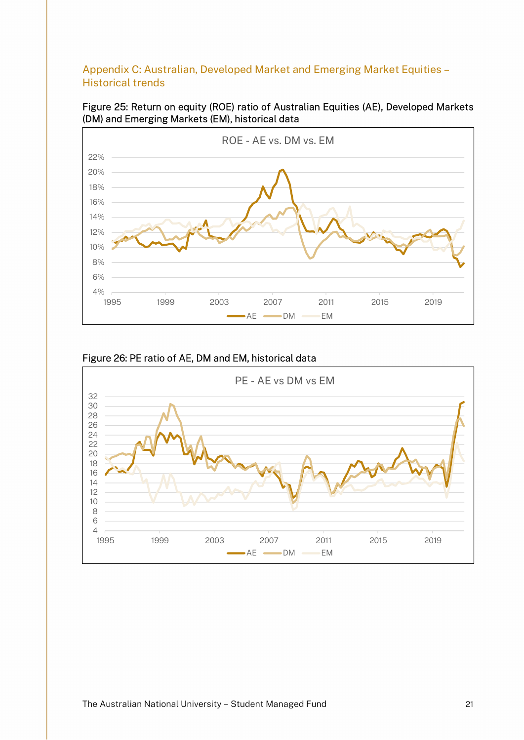## Appendix C: Australian, Developed Market and Emerging Market Equities – Historical trends

Figure 25: Return on equity (ROE) ratio of Australian Equities (AE), Developed Markets (DM) and Emerging Markets (EM), historical data

Figure 26: PE ratio of AE, DM and EM, historical data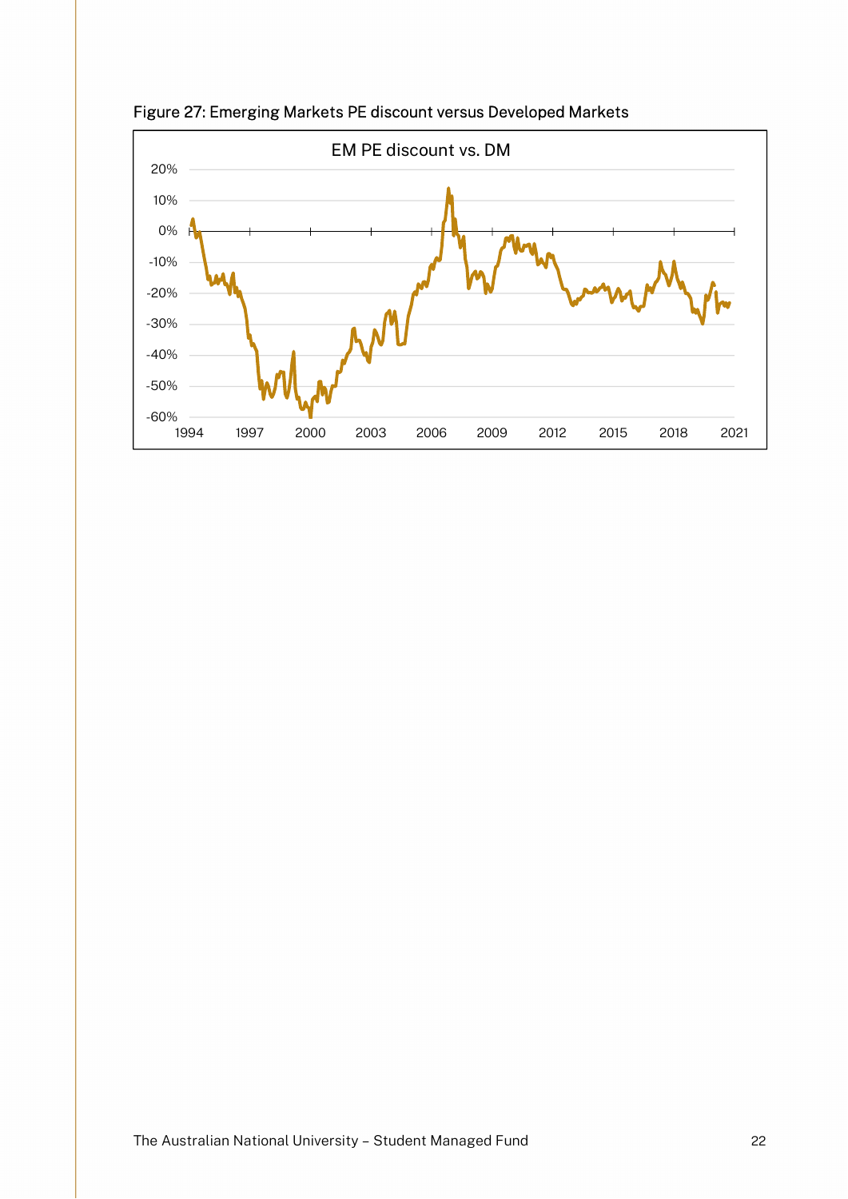Figure 27: Emerging Markets PE discount versus Developed Markets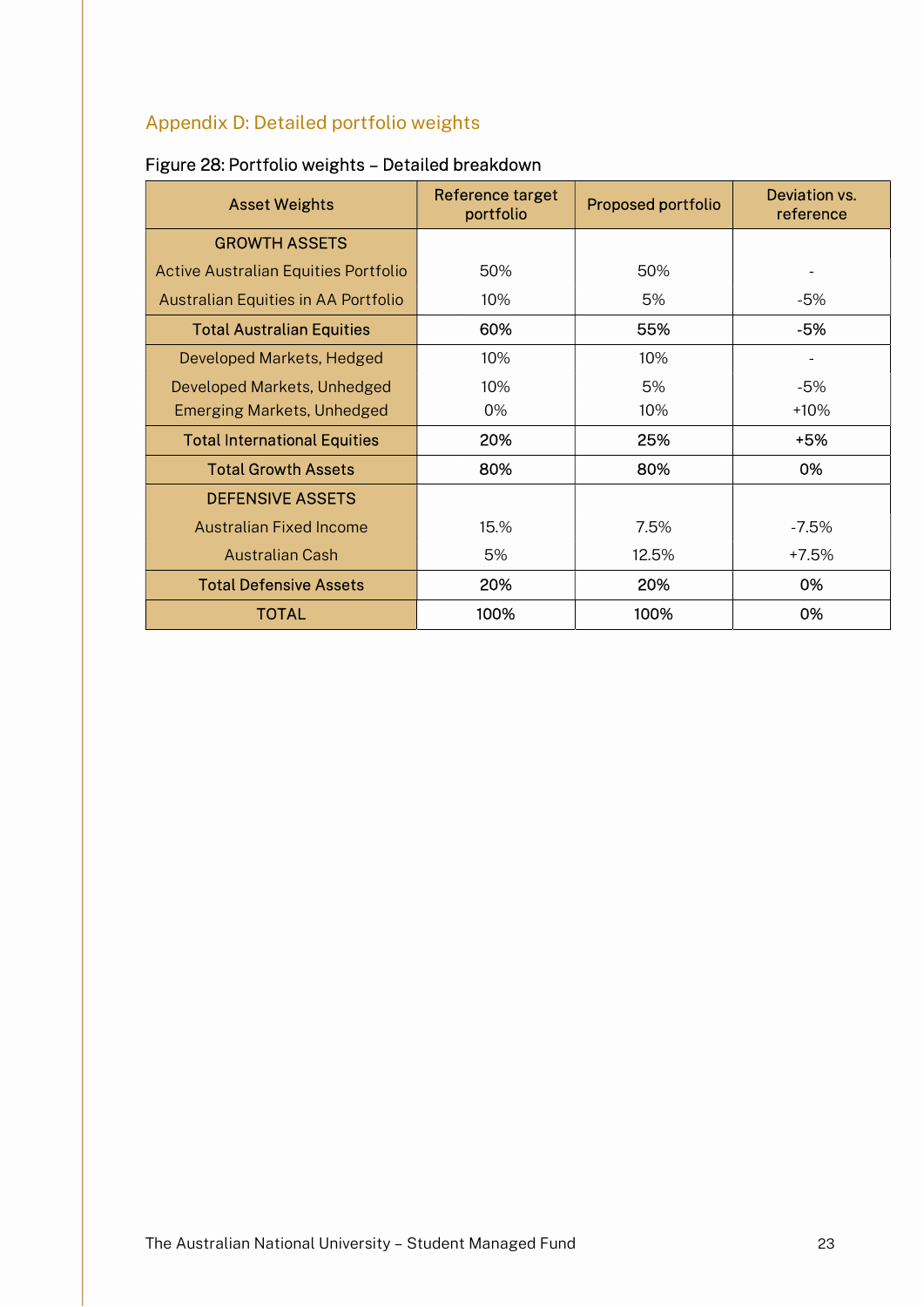## Appendix D: Detailed portfolio weights

Figure 28: Portfolio weights – Detailed breakdown

| Asset Weights | Reference target portfolio | Proposed portfolio | Deviation vs. reference |
|---|---|---|---|
| GROWTH ASSETS | | | |
| Active Australian Equities Portfolio | 50% | 50% | - |
| Australian Equities in AA Portfolio | 10% | 5% | -5% |
| **Total Australian Equities** | **60%** | **55%** | **-5%** |
| Developed Markets, Hedged | 10% | 10% | - |
| Developed Markets, Unhedged | 10% | 5% | -5% |
| Emerging Markets, Unhedged | 0% | 10% | +10% |
| **Total International Equities** | **20%** | **25%** | **+5%** |
| **Total Growth Assets** | **80%** | **80%** | **0%** |
| DEFENSIVE ASSETS | | | |
| Australian Fixed Income | 15.% | 7.5% | -7.5% |
| Australian Cash | 5% | 12.5% | +7.5% |
| **Total Defensive Assets** | **20%** | **20%** | **0%** |
| **TOTAL** | **100%** | **100%** | **0%** |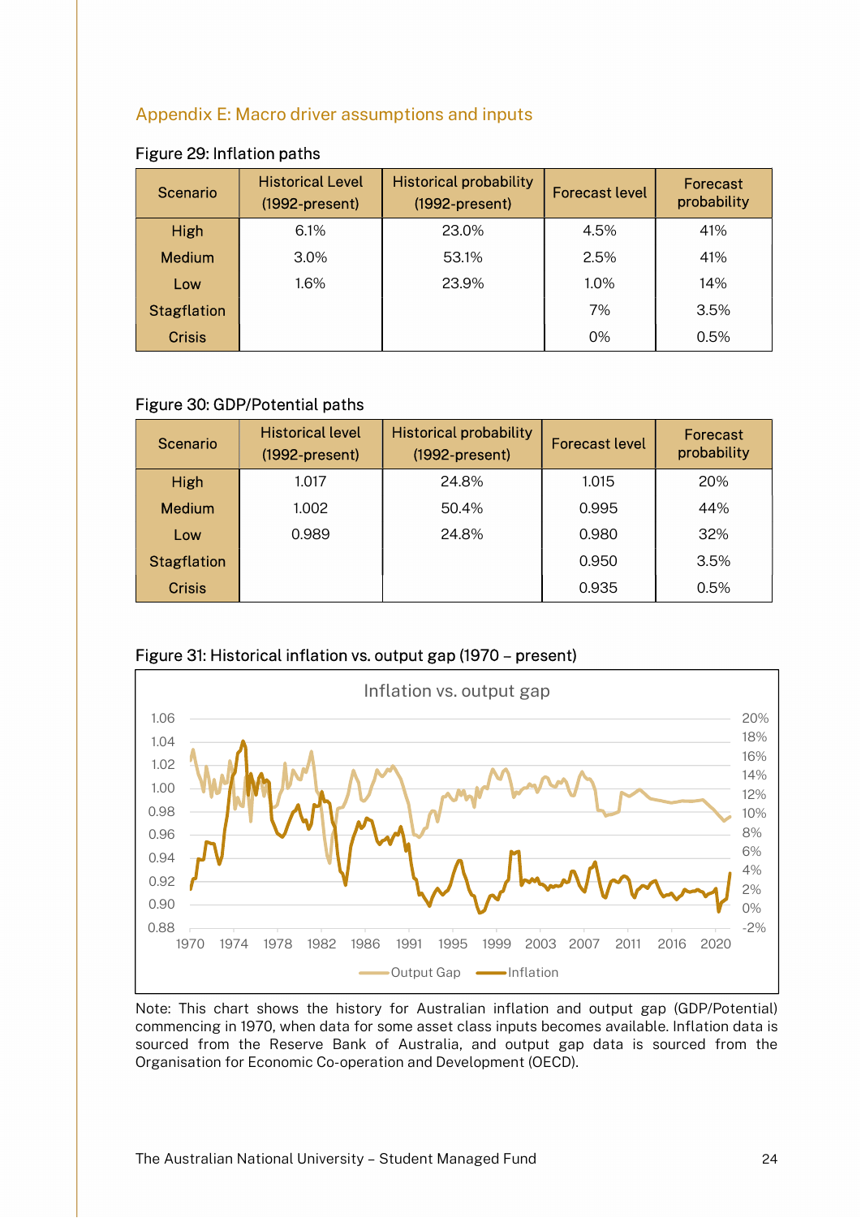## Appendix E: Macro driver assumptions and inputs

Figure 29: Inflation paths

| Scenario | Historical Level (1992-present) | Historical probability (1992-present) | Forecast level | Forecast probability |
|---|---|---|---|---|
| High | 6.1% | 23.0% | 4.5% | 41% |
| Medium | 3.0% | 53.1% | 2.5% | 41% |
| Low | 1.6% | 23.9% | 1.0% | 14% |
| Stagflation | | | 7% | 3.5% |
| Crisis | | | 0% | 0.5% |

Figure 30: GDP/Potential paths

| Scenario | Historical level (1992-present) | Historical probability (1992-present) | Forecast level | Forecast probability |
|---|---|---|---|---|
| High | 1.017 | 24.8% | 1.015 | 20% |
| Medium | 1.002 | 50.4% | 0.995 | 44% |
| Low | 0.989 | 24.8% | 0.980 | 32% |
| Stagflation | | | 0.950 | 3.5% |
| Crisis | | | 0.935 | 0.5% |

Figure 31: Historical inflation vs. output gap (1970 – present)

Note: This chart shows the history for Australian inflation and output gap (GDP/Potential) commencing in 1970, when data for some asset class inputs becomes available. Inflation data is sourced from the Reserve Bank of Australia, and output gap data is sourced from the Organisation for Economic Co-operation and Development (OECD).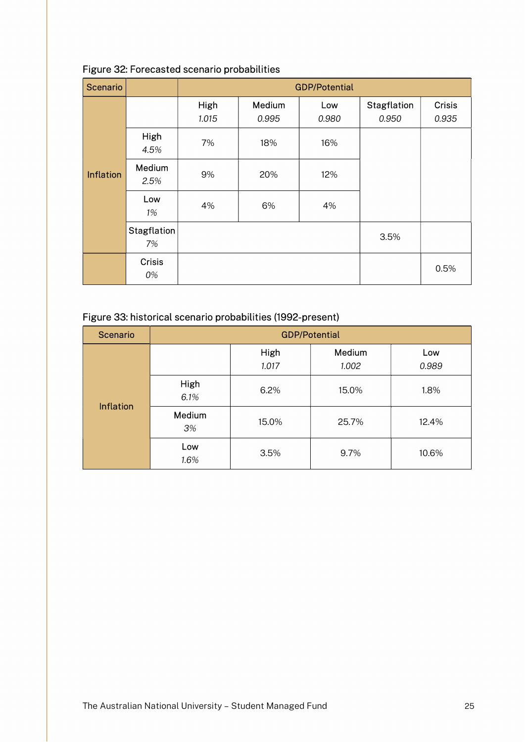Figure 32: Forecasted scenario probabilities

| Scenario | | GDP/Potential | | | | |
|---|---|---|---|---|---|---|
| | | High *1.015* | Medium *0.995* | Low *0.980* | Stagflation *0.950* | Crisis *0.935* |
| Inflation | High *4.5%* | 7% | 18% | 16% | | |
| | Medium *2.5%* | 9% | 20% | 12% | | |
| | Low *1%* | 4% | 6% | 4% | | |
| | Stagflation *7%* | | | | 3.5% | |
| | Crisis *0%* | | | | | 0.5% |

Figure 33: historical scenario probabilities (1992-present)

| Scenario | | GDP/Potential | | |
|---|---|---|---|---|
| | | High *1.017* | Medium *1.002* | Low *0.989* |
| Inflation | High *6.1%* | 6.2% | 15.0% | 1.8% |
| | Medium *3%* | 15.0% | 25.7% | 12.4% |
| | Low *1.6%* | 3.5% | 9.7% | 10.6% |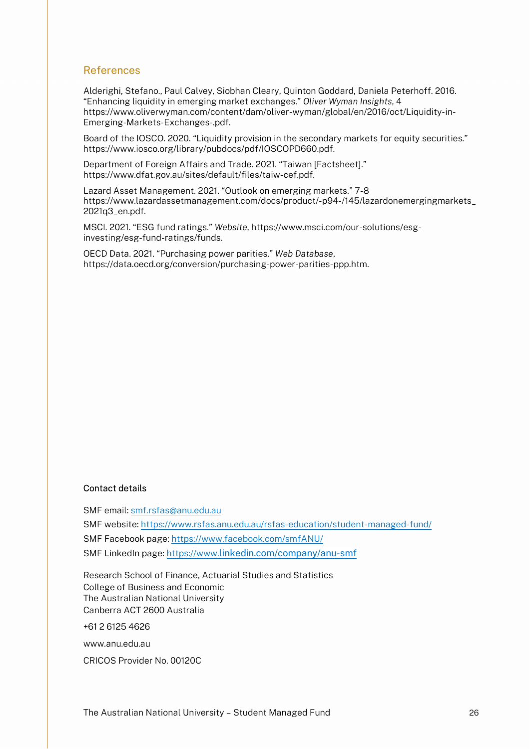## References

Alderighi, Stefano., Paul Calvey, Siobhan Cleary, Quinton Goddard, Daniela Peterhoff. 2016. "Enhancing liquidity in emerging market exchanges." *Oliver Wyman Insights*, 4 https://www.oliverwyman.com/content/dam/oliver-wyman/global/en/2016/oct/Liquidity-in-Emerging-Markets-Exchanges-.pdf.

Board of the IOSCO. 2020. "Liquidity provision in the secondary markets for equity securities." https://www.iosco.org/library/pubdocs/pdf/IOSCOPD660.pdf.

Department of Foreign Affairs and Trade. 2021. "Taiwan [Factsheet]." https://www.dfat.gov.au/sites/default/files/taiw-cef.pdf.

Lazard Asset Management. 2021. "Outlook on emerging markets." 7-8 https://www.lazardassetmanagement.com/docs/product/-p94-/145/lazardonemergingmarkets_2021q3_en.pdf.

MSCI. 2021. "ESG fund ratings." *Website*, https://www.msci.com/our-solutions/esg-investing/esg-fund-ratings/funds.

OECD Data. 2021. "Purchasing power parities." *Web Database*, https://data.oecd.org/conversion/purchasing-power-parities-ppp.htm.

### Contact details

SMF email: smf.rsfas@anu.edu.au

SMF website: https://www.rsfas.anu.edu.au/rsfas-education/student-managed-fund/

SMF Facebook page: https://www.facebook.com/smfANU/

SMF LinkedIn page: https://www.linkedin.com/company/anu-smf

Research School of Finance, Actuarial Studies and Statistics
College of Business and Economic
The Australian National University
Canberra ACT 2600 Australia

+61 2 6125 4626

www.anu.edu.au

CRICOS Provider No. 00120C